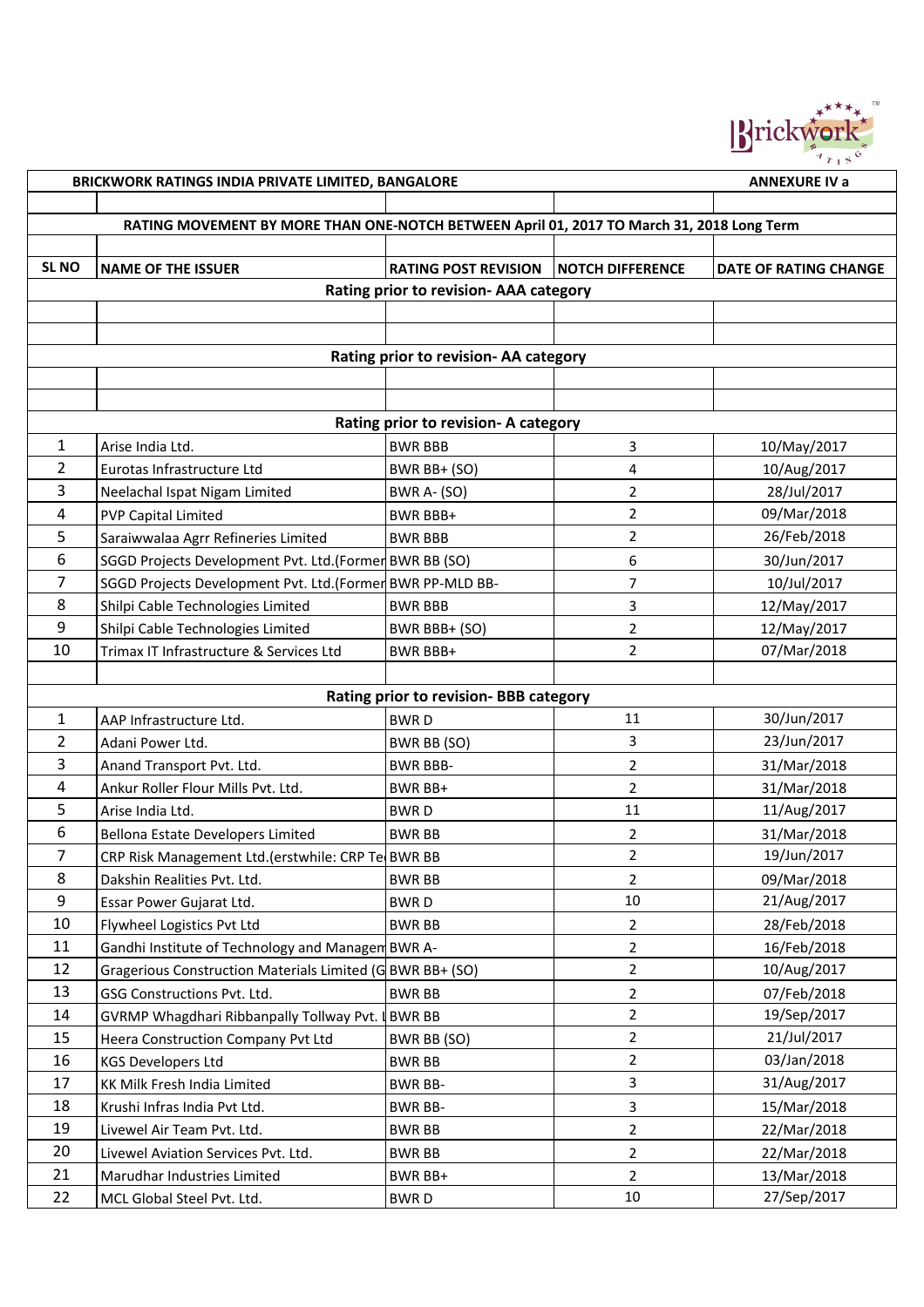**BRICKWORK RATINGS INDIA PRIVATE LIMITED, BANGALORE** **ANNEXURE IV a**

**RATING MOVEMENT BY MORE THAN ONE-NOTCH BETWEEN April 01, 2017 TO March 31, 2018 Long Term**

| SL NO | NAME OF THE ISSUER | RATING POST REVISION | NOTCH DIFFERENCE | DATE OF RATING CHANGE |
|---|---|---|---|---|
| | **Rating prior to revision- AAA category** | | | |
| | | | | |
| | | | | |
| | **Rating prior to revision- AA category** | | | |
| | | | | |
| | | | | |
| | **Rating prior to revision- A category** | | | |
| 1 | Arise India Ltd. | BWR BBB | 3 | 10/May/2017 |
| 2 | Eurotas Infrastructure Ltd | BWR BB+ (SO) | 4 | 10/Aug/2017 |
| 3 | Neelachal Ispat Nigam Limited | BWR A- (SO) | 2 | 28/Jul/2017 |
| 4 | PVP Capital Limited | BWR BBB+ | 2 | 09/Mar/2018 |
| 5 | Saraiwwalaa Agrr Refineries Limited | BWR BBB | 2 | 26/Feb/2018 |
| 6 | SGGD Projects Development Pvt. Ltd.(Former | BWR BB (SO) | 6 | 30/Jun/2017 |
| 7 | SGGD Projects Development Pvt. Ltd.(Former | BWR PP-MLD BB- | 7 | 10/Jul/2017 |
| 8 | Shilpi Cable Technologies Limited | BWR BBB | 3 | 12/May/2017 |
| 9 | Shilpi Cable Technologies Limited | BWR BBB+ (SO) | 2 | 12/May/2017 |
| 10 | Trimax IT Infrastructure & Services Ltd | BWR BBB+ | 2 | 07/Mar/2018 |
| | | | | |
| | **Rating prior to revision- BBB category** | | | |
| 1 | AAP Infrastructure Ltd. | BWR D | 11 | 30/Jun/2017 |
| 2 | Adani Power Ltd. | BWR BB (SO) | 3 | 23/Jun/2017 |
| 3 | Anand Transport Pvt. Ltd. | BWR BBB- | 2 | 31/Mar/2018 |
| 4 | Ankur Roller Flour Mills Pvt. Ltd. | BWR BB+ | 2 | 31/Mar/2018 |
| 5 | Arise India Ltd. | BWR D | 11 | 11/Aug/2017 |
| 6 | Bellona Estate Developers Limited | BWR BB | 2 | 31/Mar/2018 |
| 7 | CRP Risk Management Ltd.(erstwhile: CRP Te | BWR BB | 2 | 19/Jun/2017 |
| 8 | Dakshin Realities Pvt. Ltd. | BWR BB | 2 | 09/Mar/2018 |
| 9 | Essar Power Gujarat Ltd. | BWR D | 10 | 21/Aug/2017 |
| 10 | Flywheel Logistics Pvt Ltd | BWR BB | 2 | 28/Feb/2018 |
| 11 | Gandhi Institute of Technology and Managem | BWR A- | 2 | 16/Feb/2018 |
| 12 | Gragerious Construction Materials Limited (G | BWR BB+ (SO) | 2 | 10/Aug/2017 |
| 13 | GSG Constructions Pvt. Ltd. | BWR BB | 2 | 07/Feb/2018 |
| 14 | GVRMP Whagdhari Ribbanpally Tollway Pvt. L | BWR BB | 2 | 19/Sep/2017 |
| 15 | Heera Construction Company Pvt Ltd | BWR BB (SO) | 2 | 21/Jul/2017 |
| 16 | KGS Developers Ltd | BWR BB | 2 | 03/Jan/2018 |
| 17 | KK Milk Fresh India Limited | BWR BB- | 3 | 31/Aug/2017 |
| 18 | Krushi Infras India Pvt Ltd. | BWR BB- | 3 | 15/Mar/2018 |
| 19 | Livewel Air Team Pvt. Ltd. | BWR BB | 2 | 22/Mar/2018 |
| 20 | Livewel Aviation Services Pvt. Ltd. | BWR BB | 2 | 22/Mar/2018 |
| 21 | Marudhar Industries Limited | BWR BB+ | 2 | 13/Mar/2018 |
| 22 | MCL Global Steel Pvt. Ltd. | BWR D | 10 | 27/Sep/2017 |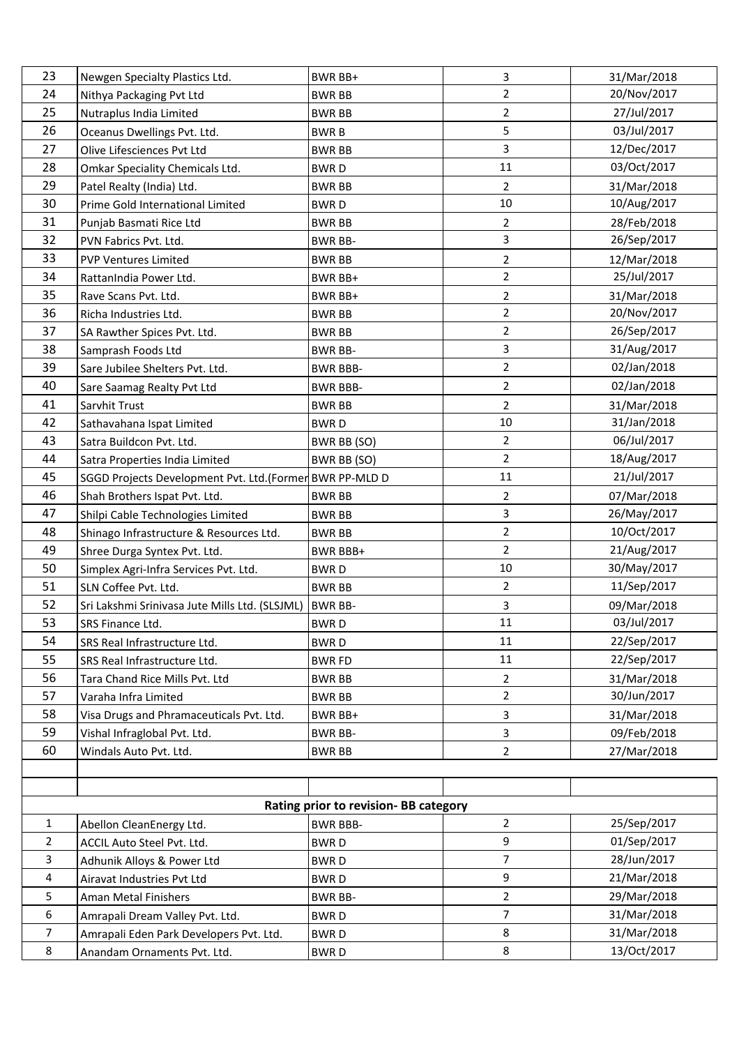| | | | | |
|---|---|---|---|---|
| 23 | Newgen Specialty Plastics Ltd. | BWR BB+ | 3 | 31/Mar/2018 |
| 24 | Nithya Packaging Pvt Ltd | BWR BB | 2 | 20/Nov/2017 |
| 25 | Nutraplus India Limited | BWR BB | 2 | 27/Jul/2017 |
| 26 | Oceanus Dwellings Pvt. Ltd. | BWR B | 5 | 03/Jul/2017 |
| 27 | Olive Lifesciences Pvt Ltd | BWR BB | 3 | 12/Dec/2017 |
| 28 | Omkar Speciality Chemicals Ltd. | BWR D | 11 | 03/Oct/2017 |
| 29 | Patel Realty (India) Ltd. | BWR BB | 2 | 31/Mar/2018 |
| 30 | Prime Gold International Limited | BWR D | 10 | 10/Aug/2017 |
| 31 | Punjab Basmati Rice Ltd | BWR BB | 2 | 28/Feb/2018 |
| 32 | PVN Fabrics Pvt. Ltd. | BWR BB- | 3 | 26/Sep/2017 |
| 33 | PVP Ventures Limited | BWR BB | 2 | 12/Mar/2018 |
| 34 | RattanIndia Power Ltd. | BWR BB+ | 2 | 25/Jul/2017 |
| 35 | Rave Scans Pvt. Ltd. | BWR BB+ | 2 | 31/Mar/2018 |
| 36 | Richa Industries Ltd. | BWR BB | 2 | 20/Nov/2017 |
| 37 | SA Rawther Spices Pvt. Ltd. | BWR BB | 2 | 26/Sep/2017 |
| 38 | Samprash Foods Ltd | BWR BB- | 3 | 31/Aug/2017 |
| 39 | Sare Jubilee Shelters Pvt. Ltd. | BWR BBB- | 2 | 02/Jan/2018 |
| 40 | Sare Saamag Realty Pvt Ltd | BWR BBB- | 2 | 02/Jan/2018 |
| 41 | Sarvhit Trust | BWR BB | 2 | 31/Mar/2018 |
| 42 | Sathavahana Ispat Limited | BWR D | 10 | 31/Jan/2018 |
| 43 | Satra Buildcon Pvt. Ltd. | BWR BB (SO) | 2 | 06/Jul/2017 |
| 44 | Satra Properties India Limited | BWR BB (SO) | 2 | 18/Aug/2017 |
| 45 | SGGD Projects Development Pvt. Ltd.(Former | BWR PP-MLD D | 11 | 21/Jul/2017 |
| 46 | Shah Brothers Ispat Pvt. Ltd. | BWR BB | 2 | 07/Mar/2018 |
| 47 | Shilpi Cable Technologies Limited | BWR BB | 3 | 26/May/2017 |
| 48 | Shinago Infrastructure & Resources Ltd. | BWR BB | 2 | 10/Oct/2017 |
| 49 | Shree Durga Syntex Pvt. Ltd. | BWR BBB+ | 2 | 21/Aug/2017 |
| 50 | Simplex Agri-Infra Services Pvt. Ltd. | BWR D | 10 | 30/May/2017 |
| 51 | SLN Coffee Pvt. Ltd. | BWR BB | 2 | 11/Sep/2017 |
| 52 | Sri Lakshmi Srinivasa Jute Mills Ltd. (SLSJML) | BWR BB- | 3 | 09/Mar/2018 |
| 53 | SRS Finance Ltd. | BWR D | 11 | 03/Jul/2017 |
| 54 | SRS Real Infrastructure Ltd. | BWR D | 11 | 22/Sep/2017 |
| 55 | SRS Real Infrastructure Ltd. | BWR FD | 11 | 22/Sep/2017 |
| 56 | Tara Chand Rice Mills Pvt. Ltd | BWR BB | 2 | 31/Mar/2018 |
| 57 | Varaha Infra Limited | BWR BB | 2 | 30/Jun/2017 |
| 58 | Visa Drugs and Phramaceuticals Pvt. Ltd. | BWR BB+ | 3 | 31/Mar/2018 |
| 59 | Vishal Infraglobal Pvt. Ltd. | BWR BB- | 3 | 09/Feb/2018 |
| 60 | Windals Auto Pvt. Ltd. | BWR BB | 2 | 27/Mar/2018 |

**Rating prior to revision- BB category**

| | | | | |
|---|---|---|---|---|
| 1 | Abellon CleanEnergy Ltd. | BWR BBB- | 2 | 25/Sep/2017 |
| 2 | ACCIL Auto Steel Pvt. Ltd. | BWR D | 9 | 01/Sep/2017 |
| 3 | Adhunik Alloys & Power Ltd | BWR D | 7 | 28/Jun/2017 |
| 4 | Airavat Industries Pvt Ltd | BWR D | 9 | 21/Mar/2018 |
| 5 | Aman Metal Finishers | BWR BB- | 2 | 29/Mar/2018 |
| 6 | Amrapali Dream Valley Pvt. Ltd. | BWR D | 7 | 31/Mar/2018 |
| 7 | Amrapali Eden Park Developers Pvt. Ltd. | BWR D | 8 | 31/Mar/2018 |
| 8 | Anandam Ornaments Pvt. Ltd. | BWR D | 8 | 13/Oct/2017 |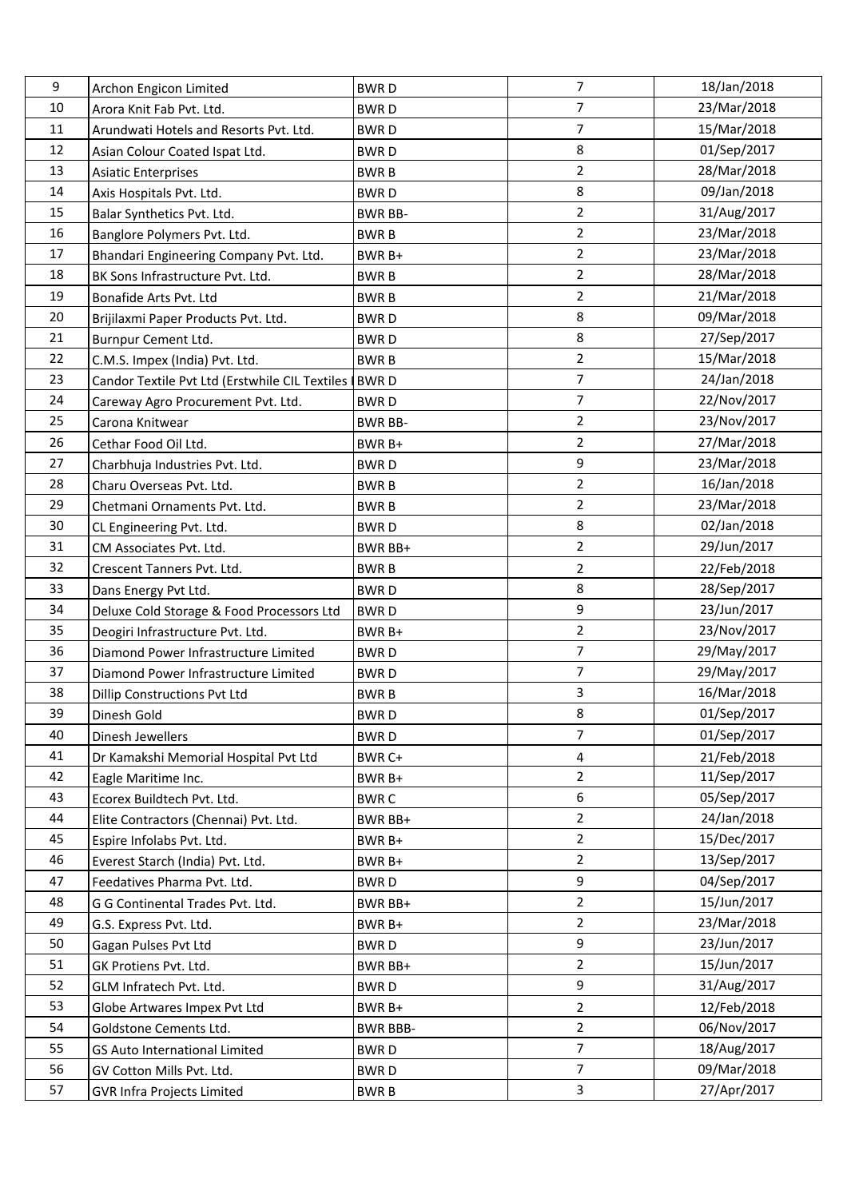| | | | | |
|---|---|---|---|---|
| 9 | Archon Engicon Limited | BWR D | 7 | 18/Jan/2018 |
| 10 | Arora Knit Fab Pvt. Ltd. | BWR D | 7 | 23/Mar/2018 |
| 11 | Arundwati Hotels and Resorts Pvt. Ltd. | BWR D | 7 | 15/Mar/2018 |
| 12 | Asian Colour Coated Ispat Ltd. | BWR D | 8 | 01/Sep/2017 |
| 13 | Asiatic Enterprises | BWR B | 2 | 28/Mar/2018 |
| 14 | Axis Hospitals Pvt. Ltd. | BWR D | 8 | 09/Jan/2018 |
| 15 | Balar Synthetics Pvt. Ltd. | BWR BB- | 2 | 31/Aug/2017 |
| 16 | Banglore Polymers Pvt. Ltd. | BWR B | 2 | 23/Mar/2018 |
| 17 | Bhandari Engineering Company Pvt. Ltd. | BWR B+ | 2 | 23/Mar/2018 |
| 18 | BK Sons Infrastructure Pvt. Ltd. | BWR B | 2 | 28/Mar/2018 |
| 19 | Bonafide Arts Pvt. Ltd | BWR B | 2 | 21/Mar/2018 |
| 20 | Brijilaxmi Paper Products Pvt. Ltd. | BWR D | 8 | 09/Mar/2018 |
| 21 | Burnpur Cement Ltd. | BWR D | 8 | 27/Sep/2017 |
| 22 | C.M.S. Impex (India) Pvt. Ltd. | BWR B | 2 | 15/Mar/2018 |
| 23 | Candor Textile Pvt Ltd (Erstwhile CIL Textiles I | BWR D | 7 | 24/Jan/2018 |
| 24 | Careway Agro Procurement Pvt. Ltd. | BWR D | 7 | 22/Nov/2017 |
| 25 | Carona Knitwear | BWR BB- | 2 | 23/Nov/2017 |
| 26 | Cethar Food Oil Ltd. | BWR B+ | 2 | 27/Mar/2018 |
| 27 | Charbhuja Industries Pvt. Ltd. | BWR D | 9 | 23/Mar/2018 |
| 28 | Charu Overseas Pvt. Ltd. | BWR B | 2 | 16/Jan/2018 |
| 29 | Chetmani Ornaments Pvt. Ltd. | BWR B | 2 | 23/Mar/2018 |
| 30 | CL Engineering Pvt. Ltd. | BWR D | 8 | 02/Jan/2018 |
| 31 | CM Associates Pvt. Ltd. | BWR BB+ | 2 | 29/Jun/2017 |
| 32 | Crescent Tanners Pvt. Ltd. | BWR B | 2 | 22/Feb/2018 |
| 33 | Dans Energy Pvt Ltd. | BWR D | 8 | 28/Sep/2017 |
| 34 | Deluxe Cold Storage & Food Processors Ltd | BWR D | 9 | 23/Jun/2017 |
| 35 | Deogiri Infrastructure Pvt. Ltd. | BWR B+ | 2 | 23/Nov/2017 |
| 36 | Diamond Power Infrastructure Limited | BWR D | 7 | 29/May/2017 |
| 37 | Diamond Power Infrastructure Limited | BWR D | 7 | 29/May/2017 |
| 38 | Dillip Constructions Pvt Ltd | BWR B | 3 | 16/Mar/2018 |
| 39 | Dinesh Gold | BWR D | 8 | 01/Sep/2017 |
| 40 | Dinesh Jewellers | BWR D | 7 | 01/Sep/2017 |
| 41 | Dr Kamakshi Memorial Hospital Pvt Ltd | BWR C+ | 4 | 21/Feb/2018 |
| 42 | Eagle Maritime Inc. | BWR B+ | 2 | 11/Sep/2017 |
| 43 | Ecorex Buildtech Pvt. Ltd. | BWR C | 6 | 05/Sep/2017 |
| 44 | Elite Contractors (Chennai) Pvt. Ltd. | BWR BB+ | 2 | 24/Jan/2018 |
| 45 | Espire Infolabs Pvt. Ltd. | BWR B+ | 2 | 15/Dec/2017 |
| 46 | Everest Starch (India) Pvt. Ltd. | BWR B+ | 2 | 13/Sep/2017 |
| 47 | Feedatives Pharma Pvt. Ltd. | BWR D | 9 | 04/Sep/2017 |
| 48 | G G Continental Trades Pvt. Ltd. | BWR BB+ | 2 | 15/Jun/2017 |
| 49 | G.S. Express Pvt. Ltd. | BWR B+ | 2 | 23/Mar/2018 |
| 50 | Gagan Pulses Pvt Ltd | BWR D | 9 | 23/Jun/2017 |
| 51 | GK Protiens Pvt. Ltd. | BWR BB+ | 2 | 15/Jun/2017 |
| 52 | GLM Infratech Pvt. Ltd. | BWR D | 9 | 31/Aug/2017 |
| 53 | Globe Artwares Impex Pvt Ltd | BWR B+ | 2 | 12/Feb/2018 |
| 54 | Goldstone Cements Ltd. | BWR BBB- | 2 | 06/Nov/2017 |
| 55 | GS Auto International Limited | BWR D | 7 | 18/Aug/2017 |
| 56 | GV Cotton Mills Pvt. Ltd. | BWR D | 7 | 09/Mar/2018 |
| 57 | GVR Infra Projects Limited | BWR B | 3 | 27/Apr/2017 |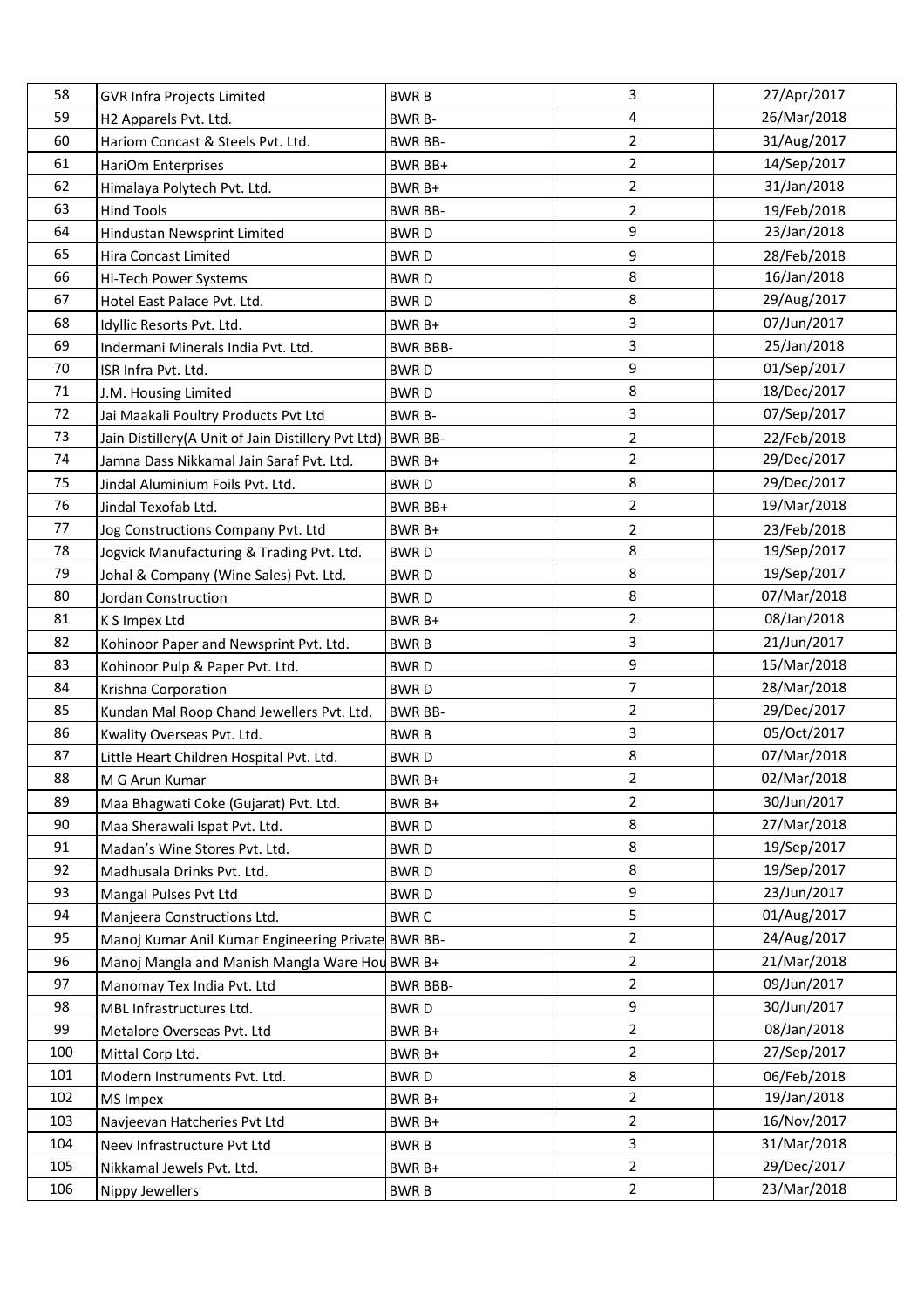| 58 | GVR Infra Projects Limited | BWR B | 3 | 27/Apr/2017 |
|---|---|---|---|---|
| 59 | H2 Apparels Pvt. Ltd. | BWR B- | 4 | 26/Mar/2018 |
| 60 | Hariom Concast & Steels Pvt. Ltd. | BWR BB- | 2 | 31/Aug/2017 |
| 61 | HariOm Enterprises | BWR BB+ | 2 | 14/Sep/2017 |
| 62 | Himalaya Polytech Pvt. Ltd. | BWR B+ | 2 | 31/Jan/2018 |
| 63 | Hind Tools | BWR BB- | 2 | 19/Feb/2018 |
| 64 | Hindustan Newsprint Limited | BWR D | 9 | 23/Jan/2018 |
| 65 | Hira Concast Limited | BWR D | 9 | 28/Feb/2018 |
| 66 | Hi-Tech Power Systems | BWR D | 8 | 16/Jan/2018 |
| 67 | Hotel East Palace Pvt. Ltd. | BWR D | 8 | 29/Aug/2017 |
| 68 | Idyllic Resorts Pvt. Ltd. | BWR B+ | 3 | 07/Jun/2017 |
| 69 | Indermani Minerals India Pvt. Ltd. | BWR BBB- | 3 | 25/Jan/2018 |
| 70 | ISR Infra Pvt. Ltd. | BWR D | 9 | 01/Sep/2017 |
| 71 | J.M. Housing Limited | BWR D | 8 | 18/Dec/2017 |
| 72 | Jai Maakali Poultry Products Pvt Ltd | BWR B- | 3 | 07/Sep/2017 |
| 73 | Jain Distillery(A Unit of Jain Distillery Pvt Ltd) | BWR BB- | 2 | 22/Feb/2018 |
| 74 | Jamna Dass Nikkamal Jain Saraf Pvt. Ltd. | BWR B+ | 2 | 29/Dec/2017 |
| 75 | Jindal Aluminium Foils Pvt. Ltd. | BWR D | 8 | 29/Dec/2017 |
| 76 | Jindal Texofab Ltd. | BWR BB+ | 2 | 19/Mar/2018 |
| 77 | Jog Constructions Company Pvt. Ltd | BWR B+ | 2 | 23/Feb/2018 |
| 78 | Jogvick Manufacturing & Trading Pvt. Ltd. | BWR D | 8 | 19/Sep/2017 |
| 79 | Johal & Company (Wine Sales) Pvt. Ltd. | BWR D | 8 | 19/Sep/2017 |
| 80 | Jordan Construction | BWR D | 8 | 07/Mar/2018 |
| 81 | K S Impex Ltd | BWR B+ | 2 | 08/Jan/2018 |
| 82 | Kohinoor Paper and Newsprint Pvt. Ltd. | BWR B | 3 | 21/Jun/2017 |
| 83 | Kohinoor Pulp & Paper Pvt. Ltd. | BWR D | 9 | 15/Mar/2018 |
| 84 | Krishna Corporation | BWR D | 7 | 28/Mar/2018 |
| 85 | Kundan Mal Roop Chand Jewellers Pvt. Ltd. | BWR BB- | 2 | 29/Dec/2017 |
| 86 | Kwality Overseas Pvt. Ltd. | BWR B | 3 | 05/Oct/2017 |
| 87 | Little Heart Children Hospital Pvt. Ltd. | BWR D | 8 | 07/Mar/2018 |
| 88 | M G Arun Kumar | BWR B+ | 2 | 02/Mar/2018 |
| 89 | Maa Bhagwati Coke (Gujarat) Pvt. Ltd. | BWR B+ | 2 | 30/Jun/2017 |
| 90 | Maa Sherawali Ispat Pvt. Ltd. | BWR D | 8 | 27/Mar/2018 |
| 91 | Madan's Wine Stores Pvt. Ltd. | BWR D | 8 | 19/Sep/2017 |
| 92 | Madhusala Drinks Pvt. Ltd. | BWR D | 8 | 19/Sep/2017 |
| 93 | Mangal Pulses Pvt Ltd | BWR D | 9 | 23/Jun/2017 |
| 94 | Manjeera Constructions Ltd. | BWR C | 5 | 01/Aug/2017 |
| 95 | Manoj Kumar Anil Kumar Engineering Private | BWR BB- | 2 | 24/Aug/2017 |
| 96 | Manoj Mangla and Manish Mangla Ware Hou | BWR B+ | 2 | 21/Mar/2018 |
| 97 | Manomay Tex India Pvt. Ltd | BWR BBB- | 2 | 09/Jun/2017 |
| 98 | MBL Infrastructures Ltd. | BWR D | 9 | 30/Jun/2017 |
| 99 | Metalore Overseas Pvt. Ltd | BWR B+ | 2 | 08/Jan/2018 |
| 100 | Mittal Corp Ltd. | BWR B+ | 2 | 27/Sep/2017 |
| 101 | Modern Instruments Pvt. Ltd. | BWR D | 8 | 06/Feb/2018 |
| 102 | MS Impex | BWR B+ | 2 | 19/Jan/2018 |
| 103 | Navjeevan Hatcheries Pvt Ltd | BWR B+ | 2 | 16/Nov/2017 |
| 104 | Neev Infrastructure Pvt Ltd | BWR B | 3 | 31/Mar/2018 |
| 105 | Nikkamal Jewels Pvt. Ltd. | BWR B+ | 2 | 29/Dec/2017 |
| 106 | Nippy Jewellers | BWR B | 2 | 23/Mar/2018 |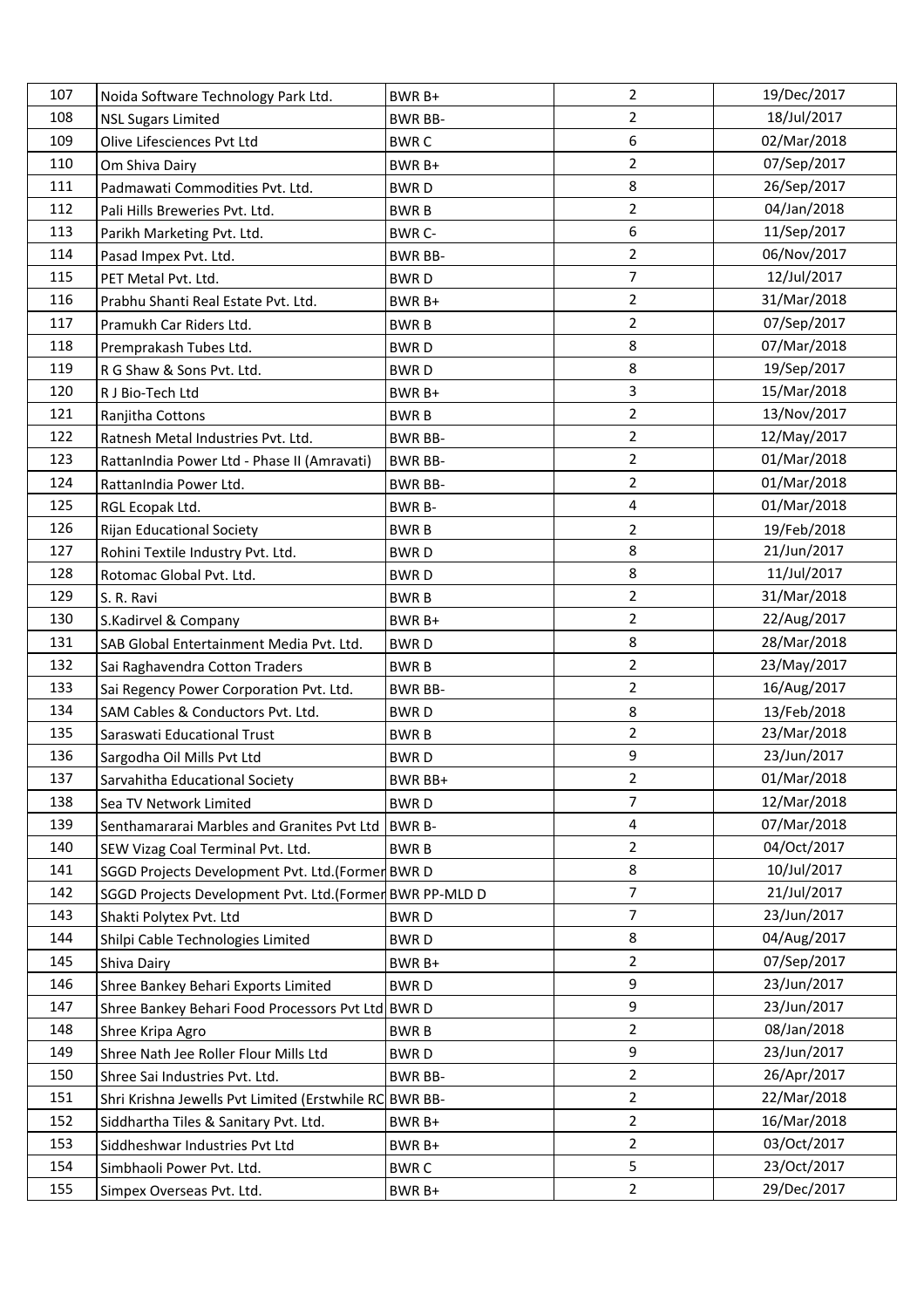| | | | | |
|---|---|---|---|---|
| 107 | Noida Software Technology Park Ltd. | BWR B+ | 2 | 19/Dec/2017 |
| 108 | NSL Sugars Limited | BWR BB- | 2 | 18/Jul/2017 |
| 109 | Olive Lifesciences Pvt Ltd | BWR C | 6 | 02/Mar/2018 |
| 110 | Om Shiva Dairy | BWR B+ | 2 | 07/Sep/2017 |
| 111 | Padmawati Commodities Pvt. Ltd. | BWR D | 8 | 26/Sep/2017 |
| 112 | Pali Hills Breweries Pvt. Ltd. | BWR B | 2 | 04/Jan/2018 |
| 113 | Parikh Marketing Pvt. Ltd. | BWR C- | 6 | 11/Sep/2017 |
| 114 | Pasad Impex Pvt. Ltd. | BWR BB- | 2 | 06/Nov/2017 |
| 115 | PET Metal Pvt. Ltd. | BWR D | 7 | 12/Jul/2017 |
| 116 | Prabhu Shanti Real Estate Pvt. Ltd. | BWR B+ | 2 | 31/Mar/2018 |
| 117 | Pramukh Car Riders Ltd. | BWR B | 2 | 07/Sep/2017 |
| 118 | Premprakash Tubes Ltd. | BWR D | 8 | 07/Mar/2018 |
| 119 | R G Shaw & Sons Pvt. Ltd. | BWR D | 8 | 19/Sep/2017 |
| 120 | R J Bio-Tech Ltd | BWR B+ | 3 | 15/Mar/2018 |
| 121 | Ranjitha Cottons | BWR B | 2 | 13/Nov/2017 |
| 122 | Ratnesh Metal Industries Pvt. Ltd. | BWR BB- | 2 | 12/May/2017 |
| 123 | RattanIndia Power Ltd - Phase II (Amravati) | BWR BB- | 2 | 01/Mar/2018 |
| 124 | RattanIndia Power Ltd. | BWR BB- | 2 | 01/Mar/2018 |
| 125 | RGL Ecopak Ltd. | BWR B- | 4 | 01/Mar/2018 |
| 126 | Rijan Educational Society | BWR B | 2 | 19/Feb/2018 |
| 127 | Rohini Textile Industry Pvt. Ltd. | BWR D | 8 | 21/Jun/2017 |
| 128 | Rotomac Global Pvt. Ltd. | BWR D | 8 | 11/Jul/2017 |
| 129 | S. R. Ravi | BWR B | 2 | 31/Mar/2018 |
| 130 | S.Kadirvel & Company | BWR B+ | 2 | 22/Aug/2017 |
| 131 | SAB Global Entertainment Media Pvt. Ltd. | BWR D | 8 | 28/Mar/2018 |
| 132 | Sai Raghavendra Cotton Traders | BWR B | 2 | 23/May/2017 |
| 133 | Sai Regency Power Corporation Pvt. Ltd. | BWR BB- | 2 | 16/Aug/2017 |
| 134 | SAM Cables & Conductors Pvt. Ltd. | BWR D | 8 | 13/Feb/2018 |
| 135 | Saraswati Educational Trust | BWR B | 2 | 23/Mar/2018 |
| 136 | Sargodha Oil Mills Pvt Ltd | BWR D | 9 | 23/Jun/2017 |
| 137 | Sarvahitha Educational Society | BWR BB+ | 2 | 01/Mar/2018 |
| 138 | Sea TV Network Limited | BWR D | 7 | 12/Mar/2018 |
| 139 | Senthamararai Marbles and Granites Pvt Ltd | BWR B- | 4 | 07/Mar/2018 |
| 140 | SEW Vizag Coal Terminal Pvt. Ltd. | BWR B | 2 | 04/Oct/2017 |
| 141 | SGGD Projects Development Pvt. Ltd.(Former | BWR D | 8 | 10/Jul/2017 |
| 142 | SGGD Projects Development Pvt. Ltd.(Former | BWR PP-MLD D | 7 | 21/Jul/2017 |
| 143 | Shakti Polytex Pvt. Ltd | BWR D | 7 | 23/Jun/2017 |
| 144 | Shilpi Cable Technologies Limited | BWR D | 8 | 04/Aug/2017 |
| 145 | Shiva Dairy | BWR B+ | 2 | 07/Sep/2017 |
| 146 | Shree Bankey Behari Exports Limited | BWR D | 9 | 23/Jun/2017 |
| 147 | Shree Bankey Behari Food Processors Pvt Ltd | BWR D | 9 | 23/Jun/2017 |
| 148 | Shree Kripa Agro | BWR B | 2 | 08/Jan/2018 |
| 149 | Shree Nath Jee Roller Flour Mills Ltd | BWR D | 9 | 23/Jun/2017 |
| 150 | Shree Sai Industries Pvt. Ltd. | BWR BB- | 2 | 26/Apr/2017 |
| 151 | Shri Krishna Jewells Pvt Limited (Erstwhile RC | BWR BB- | 2 | 22/Mar/2018 |
| 152 | Siddhartha Tiles & Sanitary Pvt. Ltd. | BWR B+ | 2 | 16/Mar/2018 |
| 153 | Siddheshwar Industries Pvt Ltd | BWR B+ | 2 | 03/Oct/2017 |
| 154 | Simbhaoli Power Pvt. Ltd. | BWR C | 5 | 23/Oct/2017 |
| 155 | Simpex Overseas Pvt. Ltd. | BWR B+ | 2 | 29/Dec/2017 |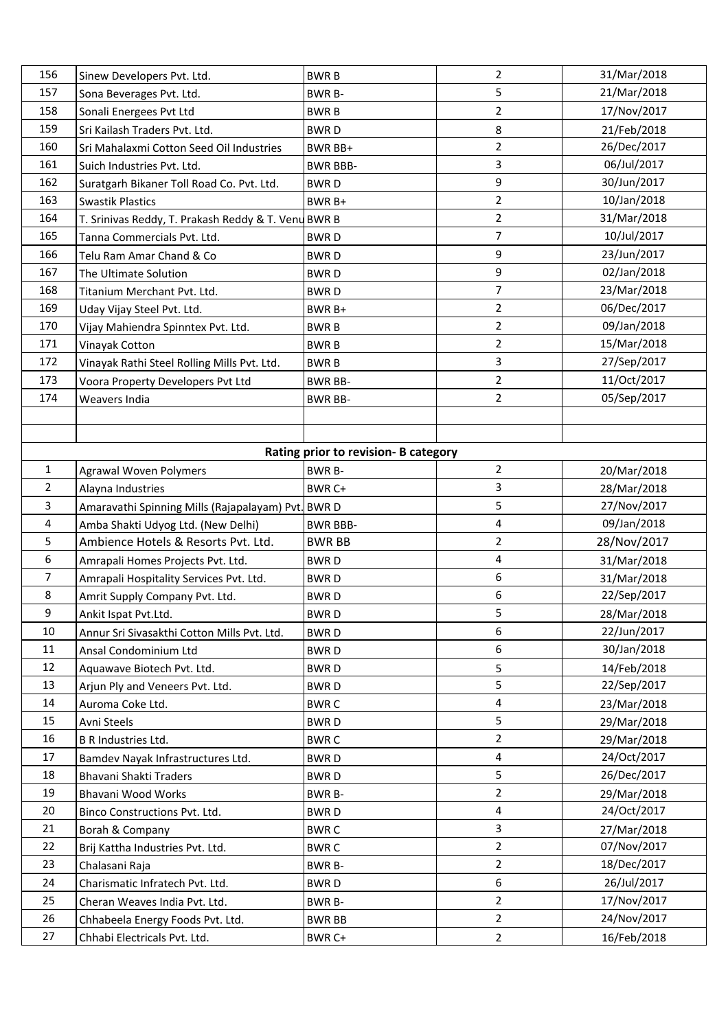| | | | | |
|---|---|---|---|---|
| 156 | Sinew Developers Pvt. Ltd. | BWR B | 2 | 31/Mar/2018 |
| 157 | Sona Beverages Pvt. Ltd. | BWR B- | 5 | 21/Mar/2018 |
| 158 | Sonali Energees Pvt Ltd | BWR B | 2 | 17/Nov/2017 |
| 159 | Sri Kailash Traders Pvt. Ltd. | BWR D | 8 | 21/Feb/2018 |
| 160 | Sri Mahalaxmi Cotton Seed Oil Industries | BWR BB+ | 2 | 26/Dec/2017 |
| 161 | Suich Industries Pvt. Ltd. | BWR BBB- | 3 | 06/Jul/2017 |
| 162 | Suratgarh Bikaner Toll Road Co. Pvt. Ltd. | BWR D | 9 | 30/Jun/2017 |
| 163 | Swastik Plastics | BWR B+ | 2 | 10/Jan/2018 |
| 164 | T. Srinivas Reddy, T. Prakash Reddy & T. Venu | BWR B | 2 | 31/Mar/2018 |
| 165 | Tanna Commercials Pvt. Ltd. | BWR D | 7 | 10/Jul/2017 |
| 166 | Telu Ram Amar Chand & Co | BWR D | 9 | 23/Jun/2017 |
| 167 | The Ultimate Solution | BWR D | 9 | 02/Jan/2018 |
| 168 | Titanium Merchant Pvt. Ltd. | BWR D | 7 | 23/Mar/2018 |
| 169 | Uday Vijay Steel Pvt. Ltd. | BWR B+ | 2 | 06/Dec/2017 |
| 170 | Vijay Mahiendra Spinntex Pvt. Ltd. | BWR B | 2 | 09/Jan/2018 |
| 171 | Vinayak Cotton | BWR B | 2 | 15/Mar/2018 |
| 172 | Vinayak Rathi Steel Rolling Mills Pvt. Ltd. | BWR B | 3 | 27/Sep/2017 |
| 173 | Voora Property Developers Pvt Ltd | BWR BB- | 2 | 11/Oct/2017 |
| 174 | Weavers India | BWR BB- | 2 | 05/Sep/2017 |

**Rating prior to revision- B category**

| | | | | |
|---|---|---|---|---|
| 1 | Agrawal Woven Polymers | BWR B- | 2 | 20/Mar/2018 |
| 2 | Alayna Industries | BWR C+ | 3 | 28/Mar/2018 |
| 3 | Amaravathi Spinning Mills (Rajapalayam) Pvt. | BWR D | 5 | 27/Nov/2017 |
| 4 | Amba Shakti Udyog Ltd. (New Delhi) | BWR BBB- | 4 | 09/Jan/2018 |
| 5 | Ambience Hotels & Resorts Pvt. Ltd. | BWR BB | 2 | 28/Nov/2017 |
| 6 | Amrapali Homes Projects Pvt. Ltd. | BWR D | 4 | 31/Mar/2018 |
| 7 | Amrapali Hospitality Services Pvt. Ltd. | BWR D | 6 | 31/Mar/2018 |
| 8 | Amrit Supply Company Pvt. Ltd. | BWR D | 6 | 22/Sep/2017 |
| 9 | Ankit Ispat Pvt.Ltd. | BWR D | 5 | 28/Mar/2018 |
| 10 | Annur Sri Sivasakthi Cotton Mills Pvt. Ltd. | BWR D | 6 | 22/Jun/2017 |
| 11 | Ansal Condominium Ltd | BWR D | 6 | 30/Jan/2018 |
| 12 | Aquawave Biotech Pvt. Ltd. | BWR D | 5 | 14/Feb/2018 |
| 13 | Arjun Ply and Veneers Pvt. Ltd. | BWR D | 5 | 22/Sep/2017 |
| 14 | Auroma Coke Ltd. | BWR C | 4 | 23/Mar/2018 |
| 15 | Avni Steels | BWR D | 5 | 29/Mar/2018 |
| 16 | B R Industries Ltd. | BWR C | 2 | 29/Mar/2018 |
| 17 | Bamdev Nayak Infrastructures Ltd. | BWR D | 4 | 24/Oct/2017 |
| 18 | Bhavani Shakti Traders | BWR D | 5 | 26/Dec/2017 |
| 19 | Bhavani Wood Works | BWR B- | 2 | 29/Mar/2018 |
| 20 | Binco Constructions Pvt. Ltd. | BWR D | 4 | 24/Oct/2017 |
| 21 | Borah & Company | BWR C | 3 | 27/Mar/2018 |
| 22 | Brij Kattha Industries Pvt. Ltd. | BWR C | 2 | 07/Nov/2017 |
| 23 | Chalasani Raja | BWR B- | 2 | 18/Dec/2017 |
| 24 | Charismatic Infratech Pvt. Ltd. | BWR D | 6 | 26/Jul/2017 |
| 25 | Cheran Weaves India Pvt. Ltd. | BWR B- | 2 | 17/Nov/2017 |
| 26 | Chhabeela Energy Foods Pvt. Ltd. | BWR BB | 2 | 24/Nov/2017 |
| 27 | Chhabi Electricals Pvt. Ltd. | BWR C+ | 2 | 16/Feb/2018 |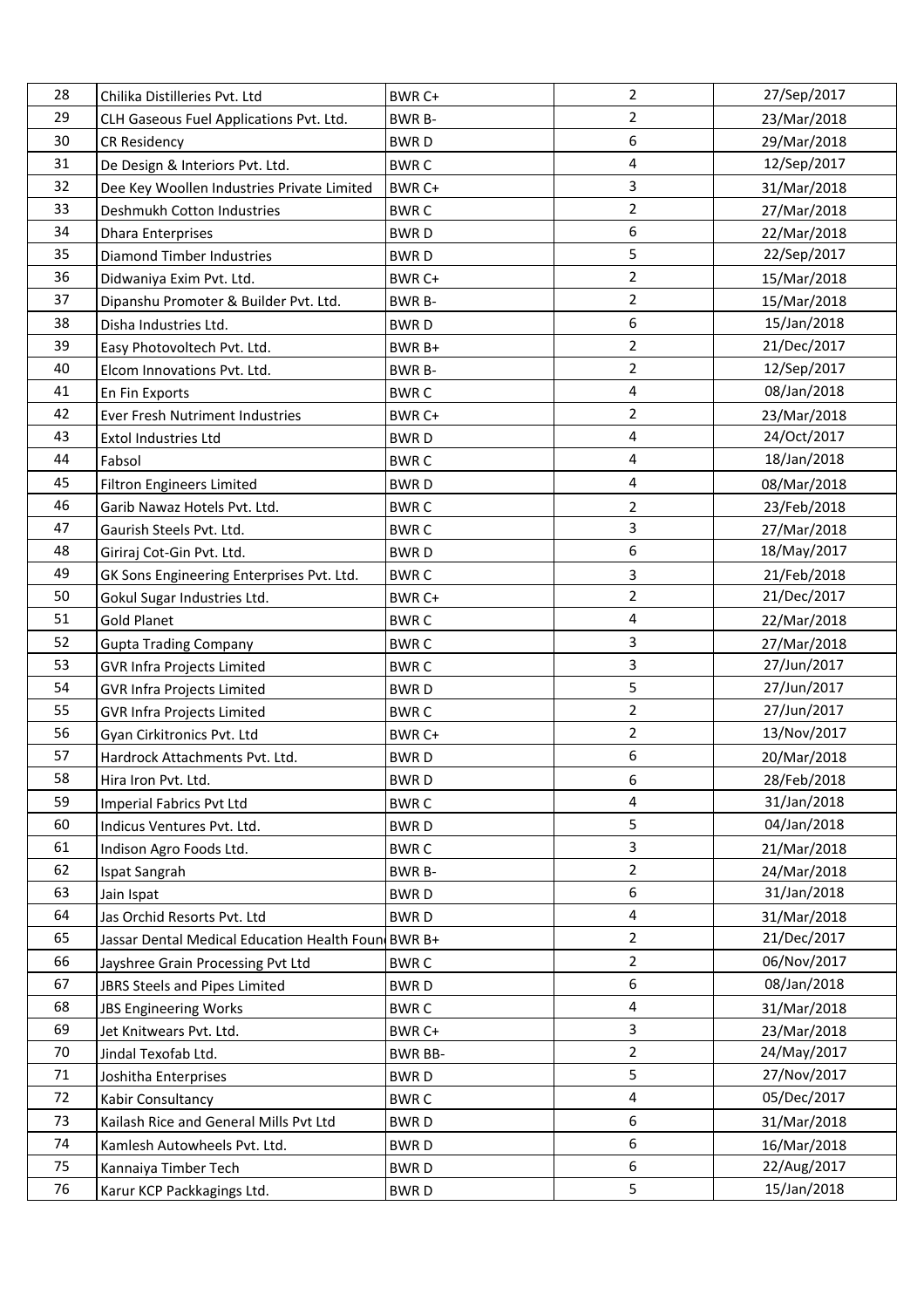| 28 | Chilika Distilleries Pvt. Ltd | BWR C+ | 2 | 27/Sep/2017 |
|---|---|---|---|---|
| 29 | CLH Gaseous Fuel Applications Pvt. Ltd. | BWR B- | 2 | 23/Mar/2018 |
| 30 | CR Residency | BWR D | 6 | 29/Mar/2018 |
| 31 | De Design & Interiors Pvt. Ltd. | BWR C | 4 | 12/Sep/2017 |
| 32 | Dee Key Woollen Industries Private Limited | BWR C+ | 3 | 31/Mar/2018 |
| 33 | Deshmukh Cotton Industries | BWR C | 2 | 27/Mar/2018 |
| 34 | Dhara Enterprises | BWR D | 6 | 22/Mar/2018 |
| 35 | Diamond Timber Industries | BWR D | 5 | 22/Sep/2017 |
| 36 | Didwaniya Exim Pvt. Ltd. | BWR C+ | 2 | 15/Mar/2018 |
| 37 | Dipanshu Promoter & Builder Pvt. Ltd. | BWR B- | 2 | 15/Mar/2018 |
| 38 | Disha Industries Ltd. | BWR D | 6 | 15/Jan/2018 |
| 39 | Easy Photovoltech Pvt. Ltd. | BWR B+ | 2 | 21/Dec/2017 |
| 40 | Elcom Innovations Pvt. Ltd. | BWR B- | 2 | 12/Sep/2017 |
| 41 | En Fin Exports | BWR C | 4 | 08/Jan/2018 |
| 42 | Ever Fresh Nutriment Industries | BWR C+ | 2 | 23/Mar/2018 |
| 43 | Extol Industries Ltd | BWR D | 4 | 24/Oct/2017 |
| 44 | Fabsol | BWR C | 4 | 18/Jan/2018 |
| 45 | Filtron Engineers Limited | BWR D | 4 | 08/Mar/2018 |
| 46 | Garib Nawaz Hotels Pvt. Ltd. | BWR C | 2 | 23/Feb/2018 |
| 47 | Gaurish Steels Pvt. Ltd. | BWR C | 3 | 27/Mar/2018 |
| 48 | Giriraj Cot-Gin Pvt. Ltd. | BWR D | 6 | 18/May/2017 |
| 49 | GK Sons Engineering Enterprises Pvt. Ltd. | BWR C | 3 | 21/Feb/2018 |
| 50 | Gokul Sugar Industries Ltd. | BWR C+ | 2 | 21/Dec/2017 |
| 51 | Gold Planet | BWR C | 4 | 22/Mar/2018 |
| 52 | Gupta Trading Company | BWR C | 3 | 27/Mar/2018 |
| 53 | GVR Infra Projects Limited | BWR C | 3 | 27/Jun/2017 |
| 54 | GVR Infra Projects Limited | BWR D | 5 | 27/Jun/2017 |
| 55 | GVR Infra Projects Limited | BWR C | 2 | 27/Jun/2017 |
| 56 | Gyan Cirkitronics Pvt. Ltd | BWR C+ | 2 | 13/Nov/2017 |
| 57 | Hardrock Attachments Pvt. Ltd. | BWR D | 6 | 20/Mar/2018 |
| 58 | Hira Iron Pvt. Ltd. | BWR D | 6 | 28/Feb/2018 |
| 59 | Imperial Fabrics Pvt Ltd | BWR C | 4 | 31/Jan/2018 |
| 60 | Indicus Ventures Pvt. Ltd. | BWR D | 5 | 04/Jan/2018 |
| 61 | Indison Agro Foods Ltd. | BWR C | 3 | 21/Mar/2018 |
| 62 | Ispat Sangrah | BWR B- | 2 | 24/Mar/2018 |
| 63 | Jain Ispat | BWR D | 6 | 31/Jan/2018 |
| 64 | Jas Orchid Resorts Pvt. Ltd | BWR D | 4 | 31/Mar/2018 |
| 65 | Jassar Dental Medical Education Health Foun | BWR B+ | 2 | 21/Dec/2017 |
| 66 | Jayshree Grain Processing Pvt Ltd | BWR C | 2 | 06/Nov/2017 |
| 67 | JBRS Steels and Pipes Limited | BWR D | 6 | 08/Jan/2018 |
| 68 | JBS Engineering Works | BWR C | 4 | 31/Mar/2018 |
| 69 | Jet Knitwears Pvt. Ltd. | BWR C+ | 3 | 23/Mar/2018 |
| 70 | Jindal Texofab Ltd. | BWR BB- | 2 | 24/May/2017 |
| 71 | Joshitha Enterprises | BWR D | 5 | 27/Nov/2017 |
| 72 | Kabir Consultancy | BWR C | 4 | 05/Dec/2017 |
| 73 | Kailash Rice and General Mills Pvt Ltd | BWR D | 6 | 31/Mar/2018 |
| 74 | Kamlesh Autowheels Pvt. Ltd. | BWR D | 6 | 16/Mar/2018 |
| 75 | Kannaiya Timber Tech | BWR D | 6 | 22/Aug/2017 |
| 76 | Karur KCP Packkagings Ltd. | BWR D | 5 | 15/Jan/2018 |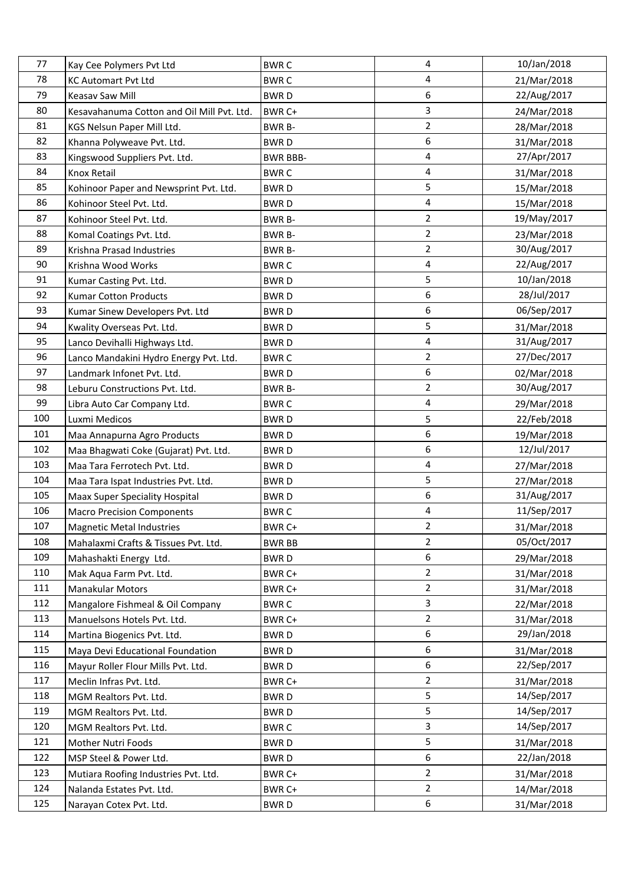| 77 | Kay Cee Polymers Pvt Ltd | BWR C | 4 | 10/Jan/2018 |
|---|---|---|---|---|
| 78 | KC Automart Pvt Ltd | BWR C | 4 | 21/Mar/2018 |
| 79 | Keasav Saw Mill | BWR D | 6 | 22/Aug/2017 |
| 80 | Kesavahanuma Cotton and Oil Mill Pvt. Ltd. | BWR C+ | 3 | 24/Mar/2018 |
| 81 | KGS Nelsun Paper Mill Ltd. | BWR B- | 2 | 28/Mar/2018 |
| 82 | Khanna Polyweave Pvt. Ltd. | BWR D | 6 | 31/Mar/2018 |
| 83 | Kingswood Suppliers Pvt. Ltd. | BWR BBB- | 4 | 27/Apr/2017 |
| 84 | Knox Retail | BWR C | 4 | 31/Mar/2018 |
| 85 | Kohinoor Paper and Newsprint Pvt. Ltd. | BWR D | 5 | 15/Mar/2018 |
| 86 | Kohinoor Steel Pvt. Ltd. | BWR D | 4 | 15/Mar/2018 |
| 87 | Kohinoor Steel Pvt. Ltd. | BWR B- | 2 | 19/May/2017 |
| 88 | Komal Coatings Pvt. Ltd. | BWR B- | 2 | 23/Mar/2018 |
| 89 | Krishna Prasad Industries | BWR B- | 2 | 30/Aug/2017 |
| 90 | Krishna Wood Works | BWR C | 4 | 22/Aug/2017 |
| 91 | Kumar Casting Pvt. Ltd. | BWR D | 5 | 10/Jan/2018 |
| 92 | Kumar Cotton Products | BWR D | 6 | 28/Jul/2017 |
| 93 | Kumar Sinew Developers Pvt. Ltd | BWR D | 6 | 06/Sep/2017 |
| 94 | Kwality Overseas Pvt. Ltd. | BWR D | 5 | 31/Mar/2018 |
| 95 | Lanco Devihalli Highways Ltd. | BWR D | 4 | 31/Aug/2017 |
| 96 | Lanco Mandakini Hydro Energy Pvt. Ltd. | BWR C | 2 | 27/Dec/2017 |
| 97 | Landmark Infonet Pvt. Ltd. | BWR D | 6 | 02/Mar/2018 |
| 98 | Leburu Constructions Pvt. Ltd. | BWR B- | 2 | 30/Aug/2017 |
| 99 | Libra Auto Car Company Ltd. | BWR C | 4 | 29/Mar/2018 |
| 100 | Luxmi Medicos | BWR D | 5 | 22/Feb/2018 |
| 101 | Maa Annapurna Agro Products | BWR D | 6 | 19/Mar/2018 |
| 102 | Maa Bhagwati Coke (Gujarat) Pvt. Ltd. | BWR D | 6 | 12/Jul/2017 |
| 103 | Maa Tara Ferrotech Pvt. Ltd. | BWR D | 4 | 27/Mar/2018 |
| 104 | Maa Tara Ispat Industries Pvt. Ltd. | BWR D | 5 | 27/Mar/2018 |
| 105 | Maax Super Speciality Hospital | BWR D | 6 | 31/Aug/2017 |
| 106 | Macro Precision Components | BWR C | 4 | 11/Sep/2017 |
| 107 | Magnetic Metal Industries | BWR C+ | 2 | 31/Mar/2018 |
| 108 | Mahalaxmi Crafts & Tissues Pvt. Ltd. | BWR BB | 2 | 05/Oct/2017 |
| 109 | Mahashakti Energy Ltd. | BWR D | 6 | 29/Mar/2018 |
| 110 | Mak Aqua Farm Pvt. Ltd. | BWR C+ | 2 | 31/Mar/2018 |
| 111 | Manakular Motors | BWR C+ | 2 | 31/Mar/2018 |
| 112 | Mangalore Fishmeal & Oil Company | BWR C | 3 | 22/Mar/2018 |
| 113 | Manuelsons Hotels Pvt. Ltd. | BWR C+ | 2 | 31/Mar/2018 |
| 114 | Martina Biogenics Pvt. Ltd. | BWR D | 6 | 29/Jan/2018 |
| 115 | Maya Devi Educational Foundation | BWR D | 6 | 31/Mar/2018 |
| 116 | Mayur Roller Flour Mills Pvt. Ltd. | BWR D | 6 | 22/Sep/2017 |
| 117 | Meclin Infras Pvt. Ltd. | BWR C+ | 2 | 31/Mar/2018 |
| 118 | MGM Realtors Pvt. Ltd. | BWR D | 5 | 14/Sep/2017 |
| 119 | MGM Realtors Pvt. Ltd. | BWR D | 5 | 14/Sep/2017 |
| 120 | MGM Realtors Pvt. Ltd. | BWR C | 3 | 14/Sep/2017 |
| 121 | Mother Nutri Foods | BWR D | 5 | 31/Mar/2018 |
| 122 | MSP Steel & Power Ltd. | BWR D | 6 | 22/Jan/2018 |
| 123 | Mutiara Roofing Industries Pvt. Ltd. | BWR C+ | 2 | 31/Mar/2018 |
| 124 | Nalanda Estates Pvt. Ltd. | BWR C+ | 2 | 14/Mar/2018 |
| 125 | Narayan Cotex Pvt. Ltd. | BWR D | 6 | 31/Mar/2018 |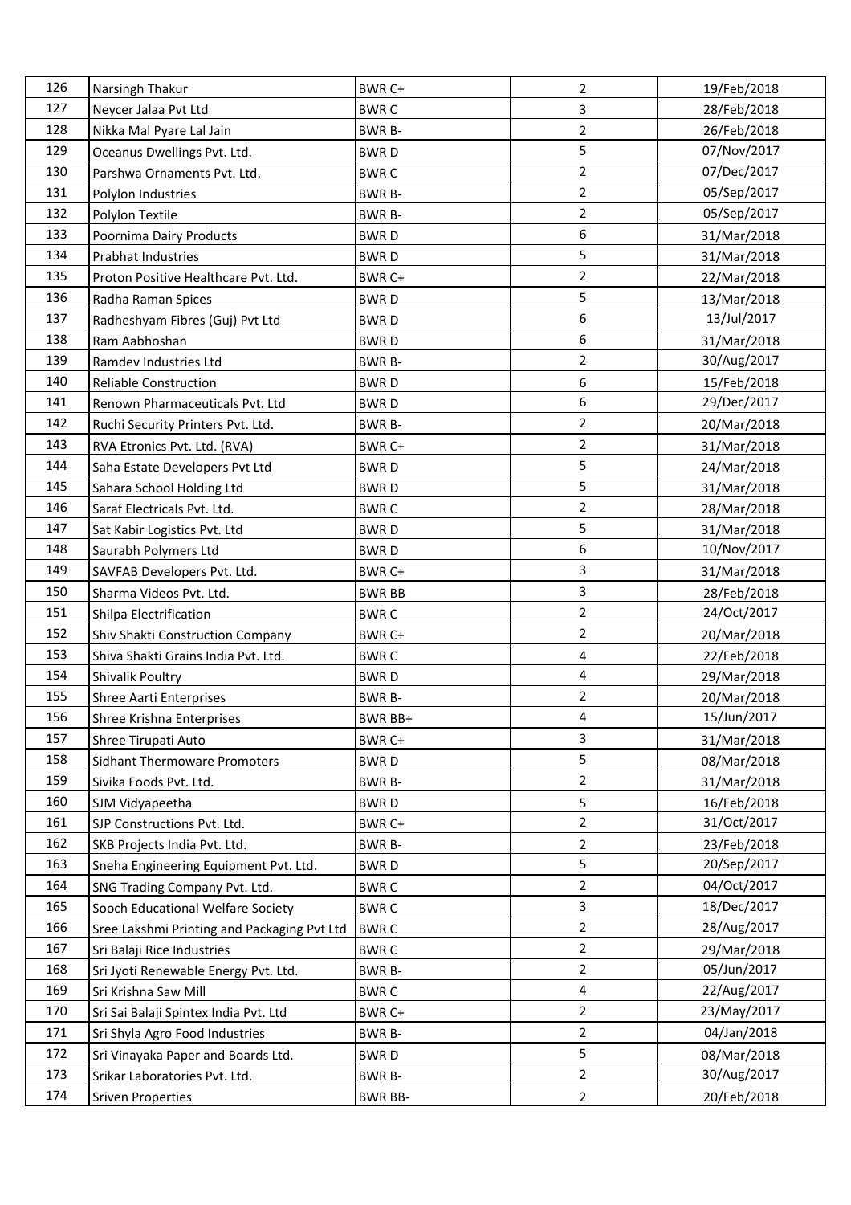| 126 | Narsingh Thakur | BWR C+ | 2 | 19/Feb/2018 |
|---|---|---|---|---|
| 127 | Neycer Jalaa Pvt Ltd | BWR C | 3 | 28/Feb/2018 |
| 128 | Nikka Mal Pyare Lal Jain | BWR B- | 2 | 26/Feb/2018 |
| 129 | Oceanus Dwellings Pvt. Ltd. | BWR D | 5 | 07/Nov/2017 |
| 130 | Parshwa Ornaments Pvt. Ltd. | BWR C | 2 | 07/Dec/2017 |
| 131 | Polylon Industries | BWR B- | 2 | 05/Sep/2017 |
| 132 | Polylon Textile | BWR B- | 2 | 05/Sep/2017 |
| 133 | Poornima Dairy Products | BWR D | 6 | 31/Mar/2018 |
| 134 | Prabhat Industries | BWR D | 5 | 31/Mar/2018 |
| 135 | Proton Positive Healthcare Pvt. Ltd. | BWR C+ | 2 | 22/Mar/2018 |
| 136 | Radha Raman Spices | BWR D | 5 | 13/Mar/2018 |
| 137 | Radheshyam Fibres (Guj) Pvt Ltd | BWR D | 6 | 13/Jul/2017 |
| 138 | Ram Aabhoshan | BWR D | 6 | 31/Mar/2018 |
| 139 | Ramdev Industries Ltd | BWR B- | 2 | 30/Aug/2017 |
| 140 | Reliable Construction | BWR D | 6 | 15/Feb/2018 |
| 141 | Renown Pharmaceuticals Pvt. Ltd | BWR D | 6 | 29/Dec/2017 |
| 142 | Ruchi Security Printers Pvt. Ltd. | BWR B- | 2 | 20/Mar/2018 |
| 143 | RVA Etronics Pvt. Ltd. (RVA) | BWR C+ | 2 | 31/Mar/2018 |
| 144 | Saha Estate Developers Pvt Ltd | BWR D | 5 | 24/Mar/2018 |
| 145 | Sahara School Holding Ltd | BWR D | 5 | 31/Mar/2018 |
| 146 | Saraf Electricals Pvt. Ltd. | BWR C | 2 | 28/Mar/2018 |
| 147 | Sat Kabir Logistics Pvt. Ltd | BWR D | 5 | 31/Mar/2018 |
| 148 | Saurabh Polymers Ltd | BWR D | 6 | 10/Nov/2017 |
| 149 | SAVFAB Developers Pvt. Ltd. | BWR C+ | 3 | 31/Mar/2018 |
| 150 | Sharma Videos Pvt. Ltd. | BWR BB | 3 | 28/Feb/2018 |
| 151 | Shilpa Electrification | BWR C | 2 | 24/Oct/2017 |
| 152 | Shiv Shakti Construction Company | BWR C+ | 2 | 20/Mar/2018 |
| 153 | Shiva Shakti Grains India Pvt. Ltd. | BWR C | 4 | 22/Feb/2018 |
| 154 | Shivalik Poultry | BWR D | 4 | 29/Mar/2018 |
| 155 | Shree Aarti Enterprises | BWR B- | 2 | 20/Mar/2018 |
| 156 | Shree Krishna Enterprises | BWR BB+ | 4 | 15/Jun/2017 |
| 157 | Shree Tirupati Auto | BWR C+ | 3 | 31/Mar/2018 |
| 158 | Sidhant Thermoware Promoters | BWR D | 5 | 08/Mar/2018 |
| 159 | Sivika Foods Pvt. Ltd. | BWR B- | 2 | 31/Mar/2018 |
| 160 | SJM Vidyapeetha | BWR D | 5 | 16/Feb/2018 |
| 161 | SJP Constructions Pvt. Ltd. | BWR C+ | 2 | 31/Oct/2017 |
| 162 | SKB Projects India Pvt. Ltd. | BWR B- | 2 | 23/Feb/2018 |
| 163 | Sneha Engineering Equipment Pvt. Ltd. | BWR D | 5 | 20/Sep/2017 |
| 164 | SNG Trading Company Pvt. Ltd. | BWR C | 2 | 04/Oct/2017 |
| 165 | Sooch Educational Welfare Society | BWR C | 3 | 18/Dec/2017 |
| 166 | Sree Lakshmi Printing and Packaging Pvt Ltd | BWR C | 2 | 28/Aug/2017 |
| 167 | Sri Balaji Rice Industries | BWR C | 2 | 29/Mar/2018 |
| 168 | Sri Jyoti Renewable Energy Pvt. Ltd. | BWR B- | 2 | 05/Jun/2017 |
| 169 | Sri Krishna Saw Mill | BWR C | 4 | 22/Aug/2017 |
| 170 | Sri Sai Balaji Spintex India Pvt. Ltd | BWR C+ | 2 | 23/May/2017 |
| 171 | Sri Shyla Agro Food Industries | BWR B- | 2 | 04/Jan/2018 |
| 172 | Sri Vinayaka Paper and Boards Ltd. | BWR D | 5 | 08/Mar/2018 |
| 173 | Srikar Laboratories Pvt. Ltd. | BWR B- | 2 | 30/Aug/2017 |
| 174 | Sriven Properties | BWR BB- | 2 | 20/Feb/2018 |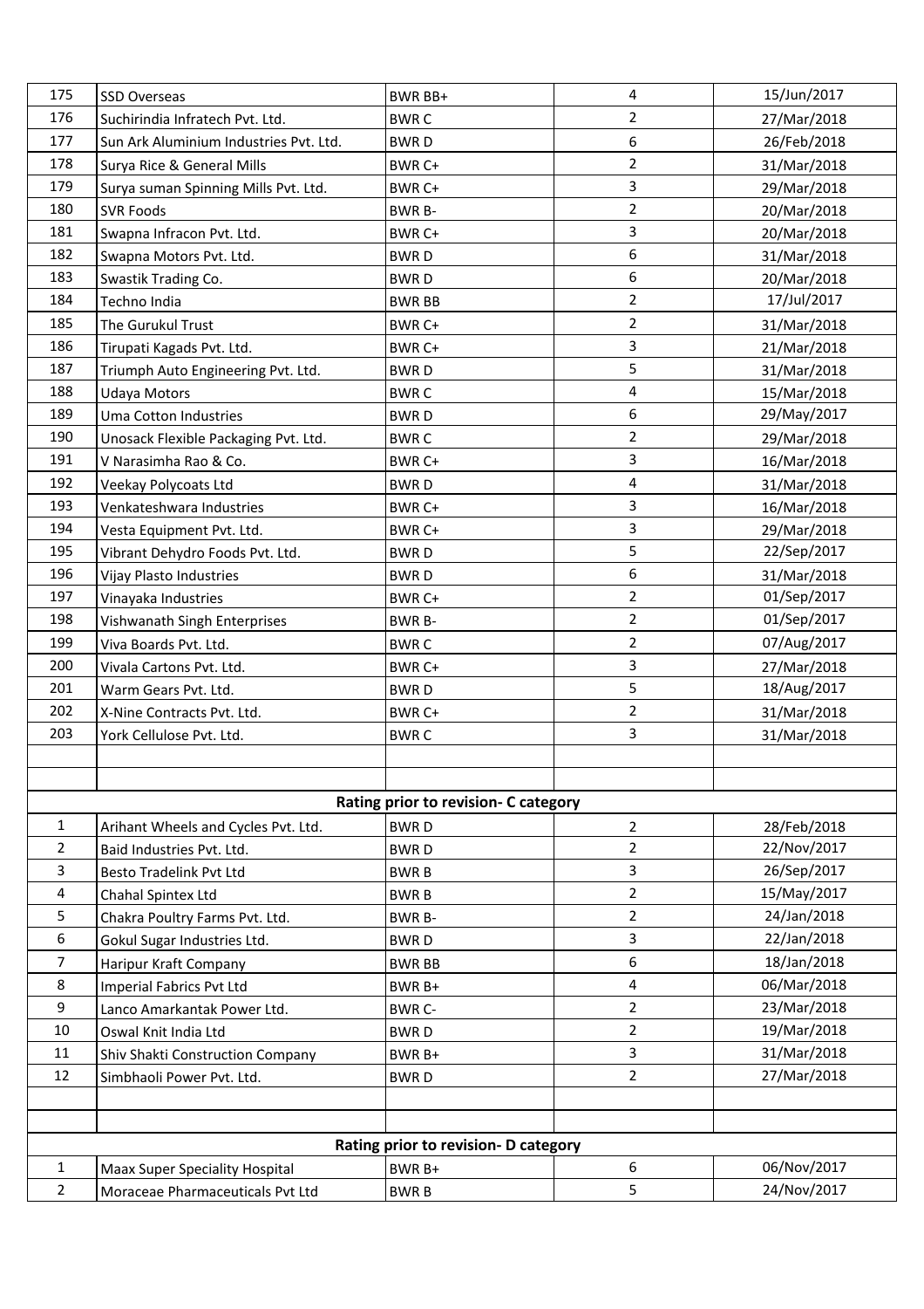| | | | | |
|---|---|---|---|---|
| 175 | SSD Overseas | BWR BB+ | 4 | 15/Jun/2017 |
| 176 | Suchirindia Infratech Pvt. Ltd. | BWR C | 2 | 27/Mar/2018 |
| 177 | Sun Ark Aluminium Industries Pvt. Ltd. | BWR D | 6 | 26/Feb/2018 |
| 178 | Surya Rice & General Mills | BWR C+ | 2 | 31/Mar/2018 |
| 179 | Surya suman Spinning Mills Pvt. Ltd. | BWR C+ | 3 | 29/Mar/2018 |
| 180 | SVR Foods | BWR B- | 2 | 20/Mar/2018 |
| 181 | Swapna Infracon Pvt. Ltd. | BWR C+ | 3 | 20/Mar/2018 |
| 182 | Swapna Motors Pvt. Ltd. | BWR D | 6 | 31/Mar/2018 |
| 183 | Swastik Trading Co. | BWR D | 6 | 20/Mar/2018 |
| 184 | Techno India | BWR BB | 2 | 17/Jul/2017 |
| 185 | The Gurukul Trust | BWR C+ | 2 | 31/Mar/2018 |
| 186 | Tirupati Kagads Pvt. Ltd. | BWR C+ | 3 | 21/Mar/2018 |
| 187 | Triumph Auto Engineering Pvt. Ltd. | BWR D | 5 | 31/Mar/2018 |
| 188 | Udaya Motors | BWR C | 4 | 15/Mar/2018 |
| 189 | Uma Cotton Industries | BWR D | 6 | 29/May/2017 |
| 190 | Unosack Flexible Packaging Pvt. Ltd. | BWR C | 2 | 29/Mar/2018 |
| 191 | V Narasimha Rao & Co. | BWR C+ | 3 | 16/Mar/2018 |
| 192 | Veekay Polycoats Ltd | BWR D | 4 | 31/Mar/2018 |
| 193 | Venkateshwara Industries | BWR C+ | 3 | 16/Mar/2018 |
| 194 | Vesta Equipment Pvt. Ltd. | BWR C+ | 3 | 29/Mar/2018 |
| 195 | Vibrant Dehydro Foods Pvt. Ltd. | BWR D | 5 | 22/Sep/2017 |
| 196 | Vijay Plasto Industries | BWR D | 6 | 31/Mar/2018 |
| 197 | Vinayaka Industries | BWR C+ | 2 | 01/Sep/2017 |
| 198 | Vishwanath Singh Enterprises | BWR B- | 2 | 01/Sep/2017 |
| 199 | Viva Boards Pvt. Ltd. | BWR C | 2 | 07/Aug/2017 |
| 200 | Vivala Cartons Pvt. Ltd. | BWR C+ | 3 | 27/Mar/2018 |
| 201 | Warm Gears Pvt. Ltd. | BWR D | 5 | 18/Aug/2017 |
| 202 | X-Nine Contracts Pvt. Ltd. | BWR C+ | 2 | 31/Mar/2018 |
| 203 | York Cellulose Pvt. Ltd. | BWR C | 3 | 31/Mar/2018 |
| | | | | |
| | | | | |
| | | **Rating prior to revision- C category** | | |
| 1 | Arihant Wheels and Cycles Pvt. Ltd. | BWR D | 2 | 28/Feb/2018 |
| 2 | Baid Industries Pvt. Ltd. | BWR D | 2 | 22/Nov/2017 |
| 3 | Besto Tradelink Pvt Ltd | BWR B | 3 | 26/Sep/2017 |
| 4 | Chahal Spintex Ltd | BWR B | 2 | 15/May/2017 |
| 5 | Chakra Poultry Farms Pvt. Ltd. | BWR B- | 2 | 24/Jan/2018 |
| 6 | Gokul Sugar Industries Ltd. | BWR D | 3 | 22/Jan/2018 |
| 7 | Haripur Kraft Company | BWR BB | 6 | 18/Jan/2018 |
| 8 | Imperial Fabrics Pvt Ltd | BWR B+ | 4 | 06/Mar/2018 |
| 9 | Lanco Amarkantak Power Ltd. | BWR C- | 2 | 23/Mar/2018 |
| 10 | Oswal Knit India Ltd | BWR D | 2 | 19/Mar/2018 |
| 11 | Shiv Shakti Construction Company | BWR B+ | 3 | 31/Mar/2018 |
| 12 | Simbhaoli Power Pvt. Ltd. | BWR D | 2 | 27/Mar/2018 |
| | | | | |
| | | | | |
| | | **Rating prior to revision- D category** | | |
| 1 | Maax Super Speciality Hospital | BWR B+ | 6 | 06/Nov/2017 |
| 2 | Moraceae Pharmaceuticals Pvt Ltd | BWR B | 5 | 24/Nov/2017 |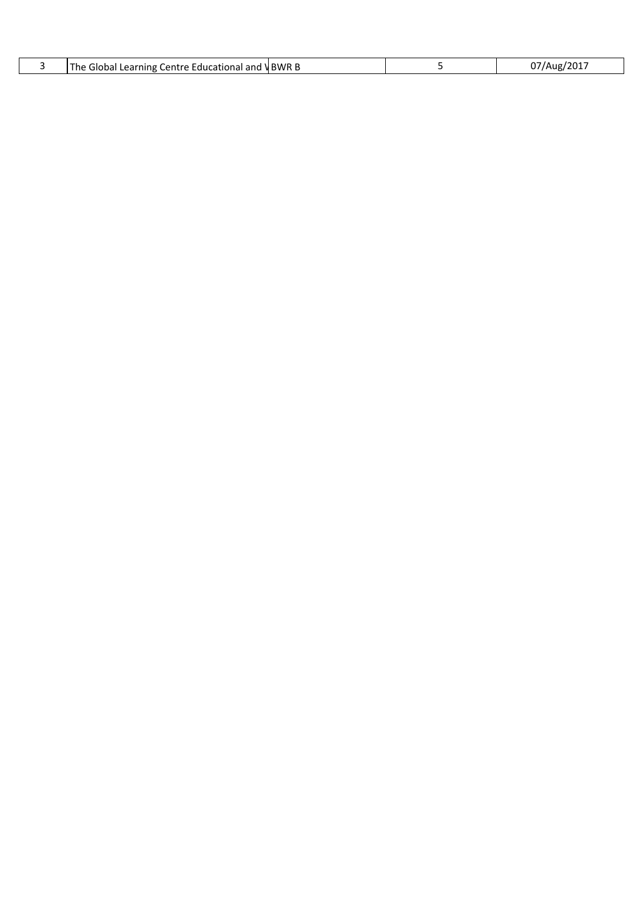| | | | | |
|---|---|---|---|---|
| 3 | The Global Learning Centre Educational and V | BWR B | 5 | 07/Aug/2017 |